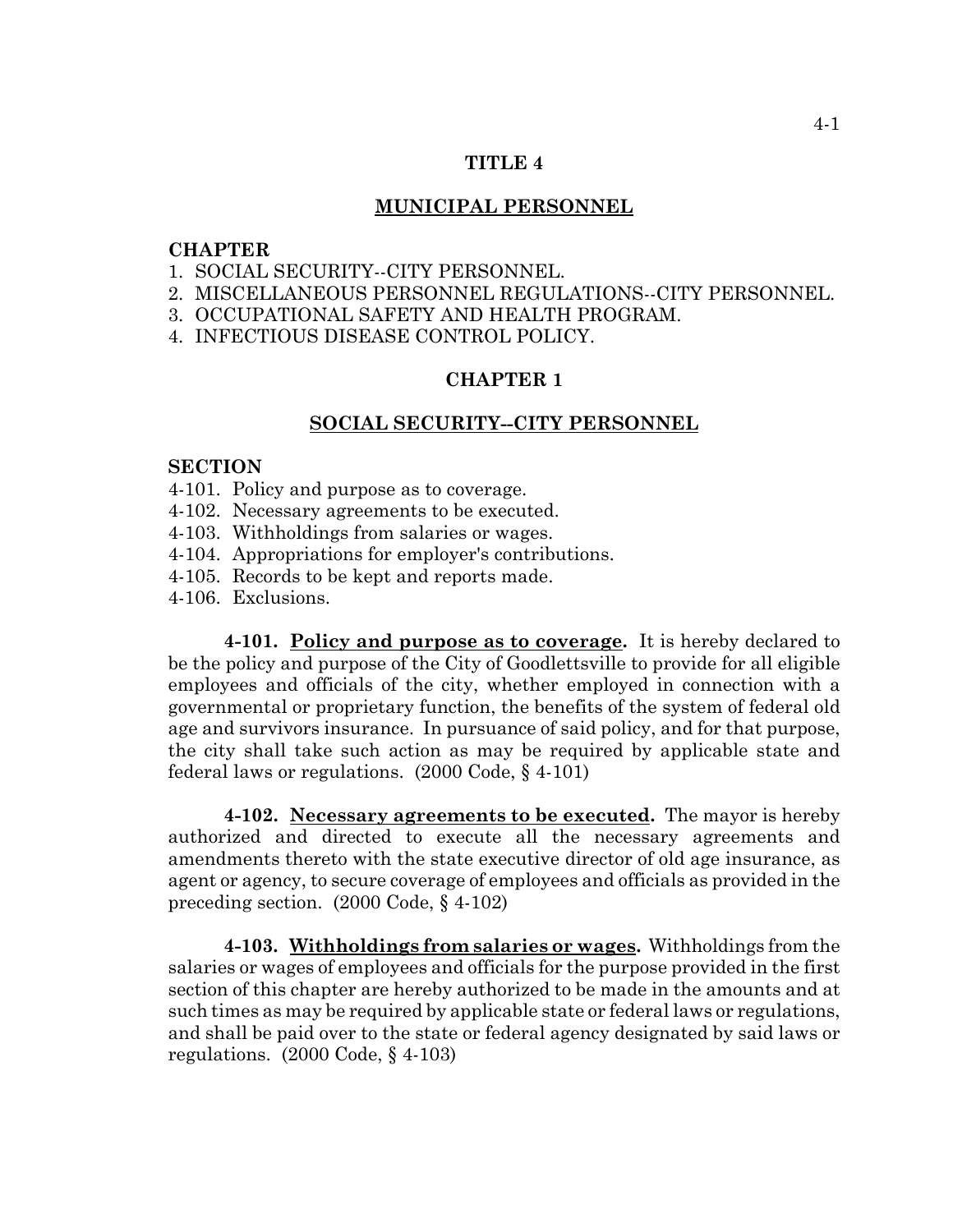# TITLE 4

## MUNICIPAL PERSONNEL

**CHAPTER**

1. SOCIAL SECURITY--CITY PERSONNEL.
2. MISCELLANEOUS PERSONNEL REGULATIONS--CITY PERSONNEL.
3. OCCUPATIONAL SAFETY AND HEALTH PROGRAM.
4. INFECTIOUS DISEASE CONTROL POLICY.

## CHAPTER 1

## SOCIAL SECURITY--CITY PERSONNEL

**SECTION**

4-101. Policy and purpose as to coverage.
4-102. Necessary agreements to be executed.
4-103. Withholdings from salaries or wages.
4-104. Appropriations for employer's contributions.
4-105. Records to be kept and reports made.
4-106. Exclusions.

**4-101. Policy and purpose as to coverage.** It is hereby declared to be the policy and purpose of the City of Goodlettsville to provide for all eligible employees and officials of the city, whether employed in connection with a governmental or proprietary function, the benefits of the system of federal old age and survivors insurance. In pursuance of said policy, and for that purpose, the city shall take such action as may be required by applicable state and federal laws or regulations. (2000 Code, § 4-101)

**4-102. Necessary agreements to be executed.** The mayor is hereby authorized and directed to execute all the necessary agreements and amendments thereto with the state executive director of old age insurance, as agent or agency, to secure coverage of employees and officials as provided in the preceding section. (2000 Code, § 4-102)

**4-103. Withholdings from salaries or wages.** Withholdings from the salaries or wages of employees and officials for the purpose provided in the first section of this chapter are hereby authorized to be made in the amounts and at such times as may be required by applicable state or federal laws or regulations, and shall be paid over to the state or federal agency designated by said laws or regulations. (2000 Code, § 4-103)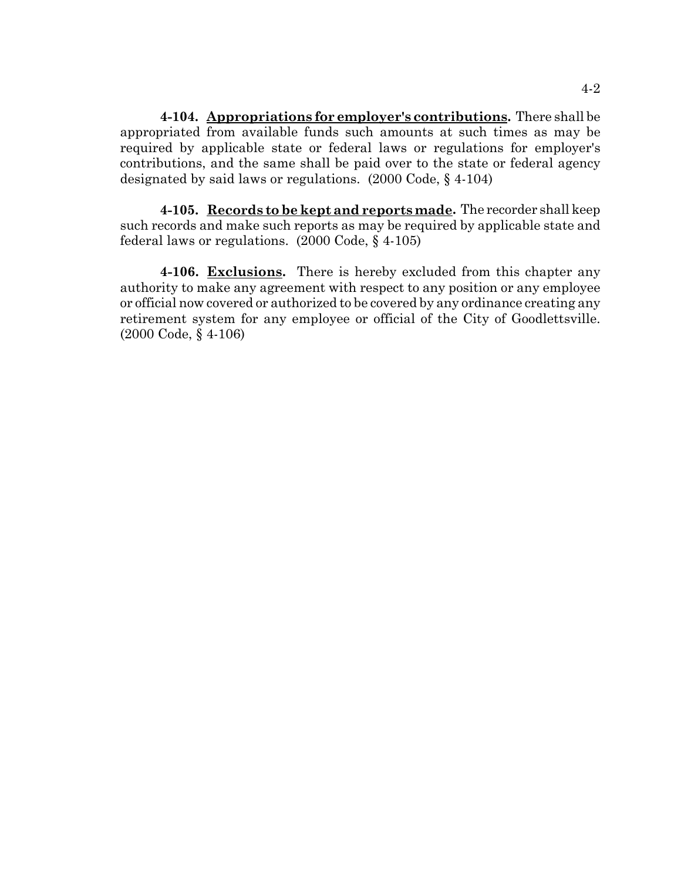**4-104. <u>Appropriations for employer's contributions</u>.** There shall be appropriated from available funds such amounts at such times as may be required by applicable state or federal laws or regulations for employer's contributions, and the same shall be paid over to the state or federal agency designated by said laws or regulations. (2000 Code, § 4-104)

**4-105. <u>Records to be kept and reports made</u>.** The recorder shall keep such records and make such reports as may be required by applicable state and federal laws or regulations. (2000 Code, § 4-105)

**4-106. <u>Exclusions</u>.** There is hereby excluded from this chapter any authority to make any agreement with respect to any position or any employee or official now covered or authorized to be covered by any ordinance creating any retirement system for any employee or official of the City of Goodlettsville. (2000 Code, § 4-106)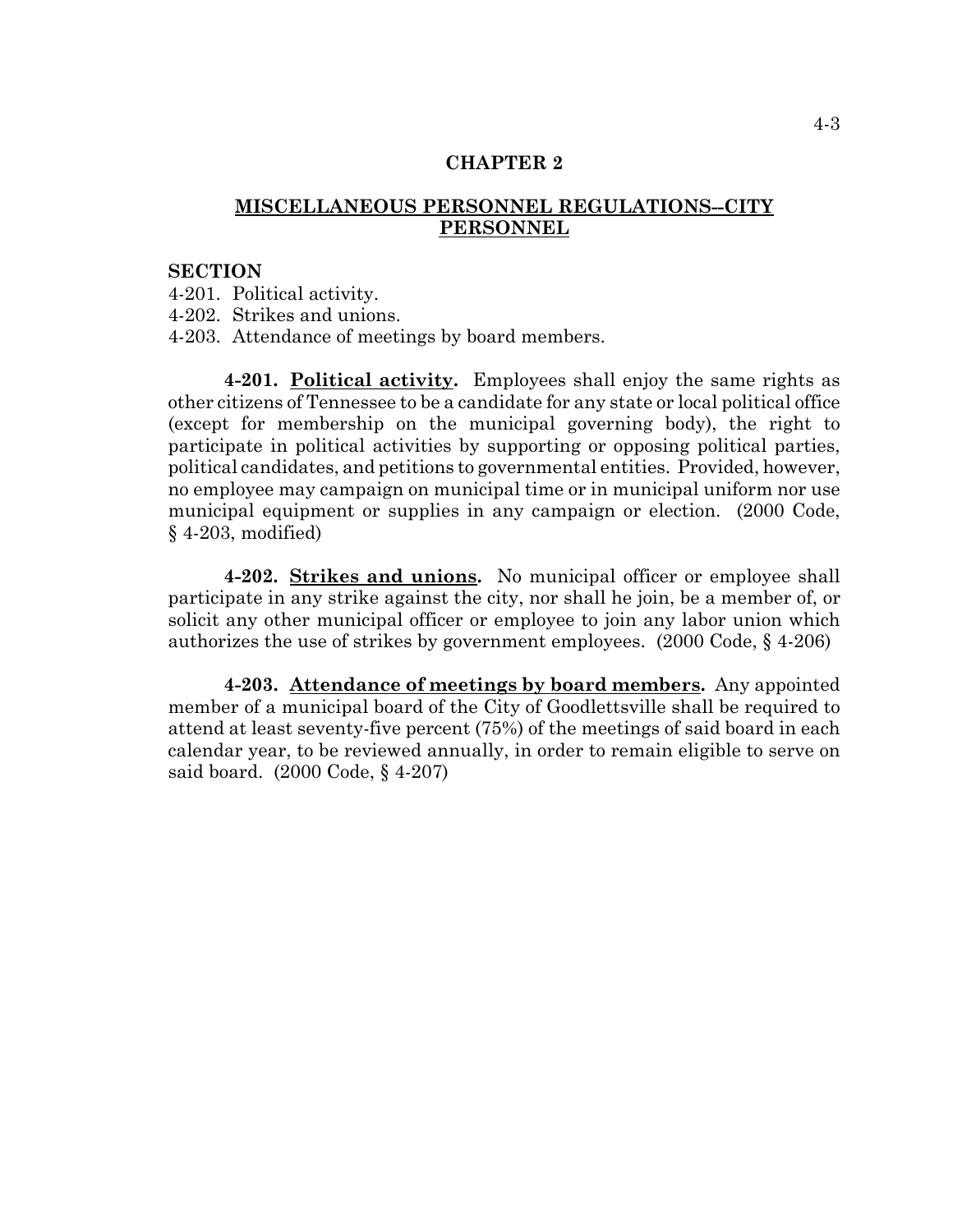# CHAPTER 2

## MISCELLANEOUS PERSONNEL REGULATIONS--CITY PERSONNEL

**SECTION**

4-201. Political activity.
4-202. Strikes and unions.
4-203. Attendance of meetings by board members.

**4-201. Political activity.** Employees shall enjoy the same rights as other citizens of Tennessee to be a candidate for any state or local political office (except for membership on the municipal governing body), the right to participate in political activities by supporting or opposing political parties, political candidates, and petitions to governmental entities. Provided, however, no employee may campaign on municipal time or in municipal uniform nor use municipal equipment or supplies in any campaign or election. (2000 Code, § 4-203, modified)

**4-202. Strikes and unions.** No municipal officer or employee shall participate in any strike against the city, nor shall he join, be a member of, or solicit any other municipal officer or employee to join any labor union which authorizes the use of strikes by government employees. (2000 Code, § 4-206)

**4-203. Attendance of meetings by board members.** Any appointed member of a municipal board of the City of Goodlettsville shall be required to attend at least seventy-five percent (75%) of the meetings of said board in each calendar year, to be reviewed annually, in order to remain eligible to serve on said board. (2000 Code, § 4-207)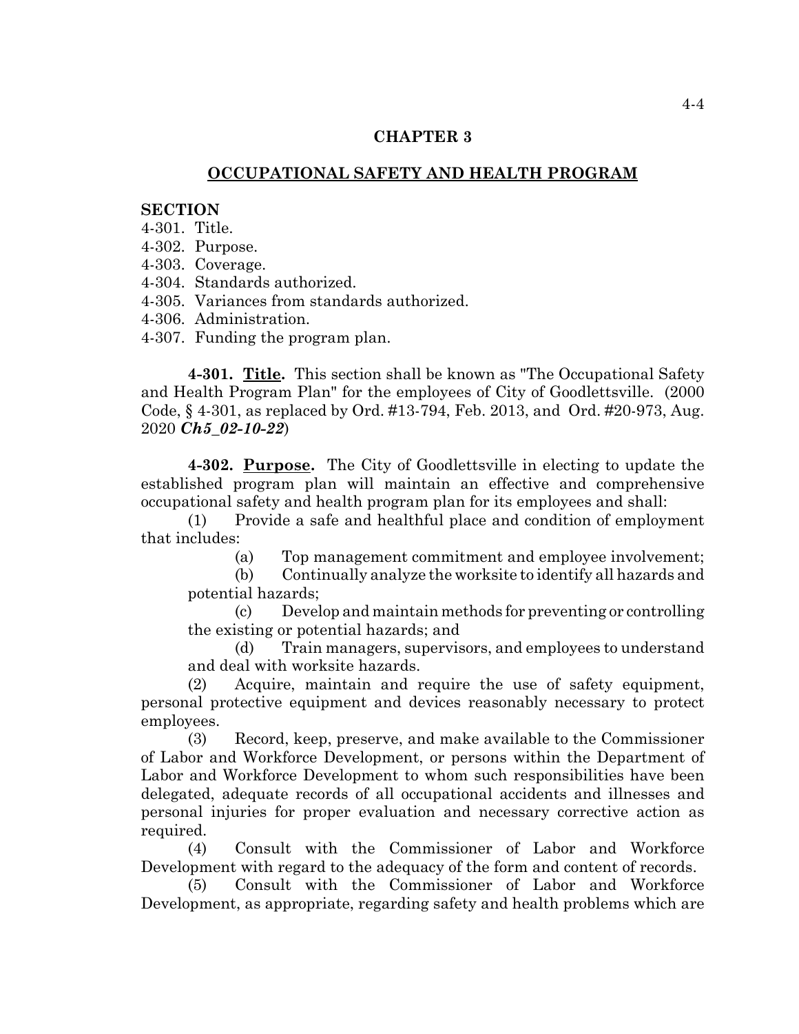## CHAPTER 3

## OCCUPATIONAL SAFETY AND HEALTH PROGRAM

**SECTION**

4-301. Title.
4-302. Purpose.
4-303. Coverage.
4-304. Standards authorized.
4-305. Variances from standards authorized.
4-306. Administration.
4-307. Funding the program plan.

**4-301. Title.** This section shall be known as "The Occupational Safety and Health Program Plan" for the employees of City of Goodlettsville. (2000 Code, § 4-301, as replaced by Ord. #13-794, Feb. 2013, and Ord. #20-973, Aug. 2020 ***Ch5_02-10-22***)

**4-302. Purpose.** The City of Goodlettsville in electing to update the established program plan will maintain an effective and comprehensive occupational safety and health program plan for its employees and shall:

(1) Provide a safe and healthful place and condition of employment that includes:

(a) Top management commitment and employee involvement;

(b) Continually analyze the worksite to identify all hazards and potential hazards;

(c) Develop and maintain methods for preventing or controlling the existing or potential hazards; and

(d) Train managers, supervisors, and employees to understand and deal with worksite hazards.

(2) Acquire, maintain and require the use of safety equipment, personal protective equipment and devices reasonably necessary to protect employees.

(3) Record, keep, preserve, and make available to the Commissioner of Labor and Workforce Development, or persons within the Department of Labor and Workforce Development to whom such responsibilities have been delegated, adequate records of all occupational accidents and illnesses and personal injuries for proper evaluation and necessary corrective action as required.

(4) Consult with the Commissioner of Labor and Workforce Development with regard to the adequacy of the form and content of records.

(5) Consult with the Commissioner of Labor and Workforce Development, as appropriate, regarding safety and health problems which are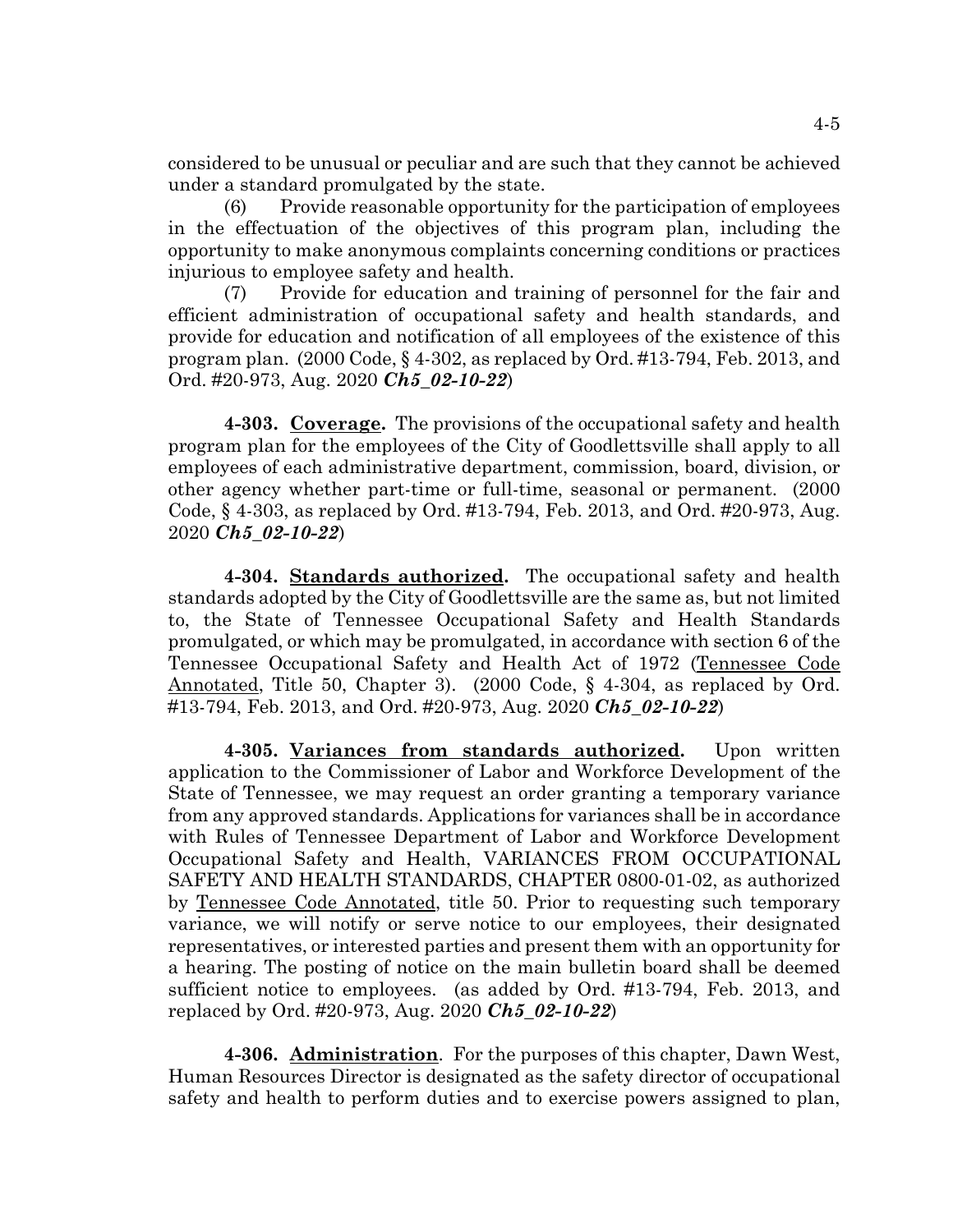considered to be unusual or peculiar and are such that they cannot be achieved under a standard promulgated by the state.

(6) Provide reasonable opportunity for the participation of employees in the effectuation of the objectives of this program plan, including the opportunity to make anonymous complaints concerning conditions or practices injurious to employee safety and health.

(7) Provide for education and training of personnel for the fair and efficient administration of occupational safety and health standards, and provide for education and notification of all employees of the existence of this program plan. (2000 Code, § 4-302, as replaced by Ord. #13-794, Feb. 2013, and Ord. #20-973, Aug. 2020 ***Ch5_02-10-22***)

**4-303. Coverage.** The provisions of the occupational safety and health program plan for the employees of the City of Goodlettsville shall apply to all employees of each administrative department, commission, board, division, or other agency whether part-time or full-time, seasonal or permanent. (2000 Code, § 4-303, as replaced by Ord. #13-794, Feb. 2013, and Ord. #20-973, Aug. 2020 ***Ch5_02-10-22***)

**4-304. Standards authorized.** The occupational safety and health standards adopted by the City of Goodlettsville are the same as, but not limited to, the State of Tennessee Occupational Safety and Health Standards promulgated, or which may be promulgated, in accordance with section 6 of the Tennessee Occupational Safety and Health Act of 1972 (Tennessee Code Annotated, Title 50, Chapter 3). (2000 Code, § 4-304, as replaced by Ord. #13-794, Feb. 2013, and Ord. #20-973, Aug. 2020 ***Ch5_02-10-22***)

**4-305. Variances from standards authorized.** Upon written application to the Commissioner of Labor and Workforce Development of the State of Tennessee, we may request an order granting a temporary variance from any approved standards. Applications for variances shall be in accordance with Rules of Tennessee Department of Labor and Workforce Development Occupational Safety and Health, VARIANCES FROM OCCUPATIONAL SAFETY AND HEALTH STANDARDS, CHAPTER 0800-01-02, as authorized by Tennessee Code Annotated, title 50. Prior to requesting such temporary variance, we will notify or serve notice to our employees, their designated representatives, or interested parties and present them with an opportunity for a hearing. The posting of notice on the main bulletin board shall be deemed sufficient notice to employees. (as added by Ord. #13-794, Feb. 2013, and replaced by Ord. #20-973, Aug. 2020 ***Ch5_02-10-22***)

**4-306. Administration**. For the purposes of this chapter, Dawn West, Human Resources Director is designated as the safety director of occupational safety and health to perform duties and to exercise powers assigned to plan,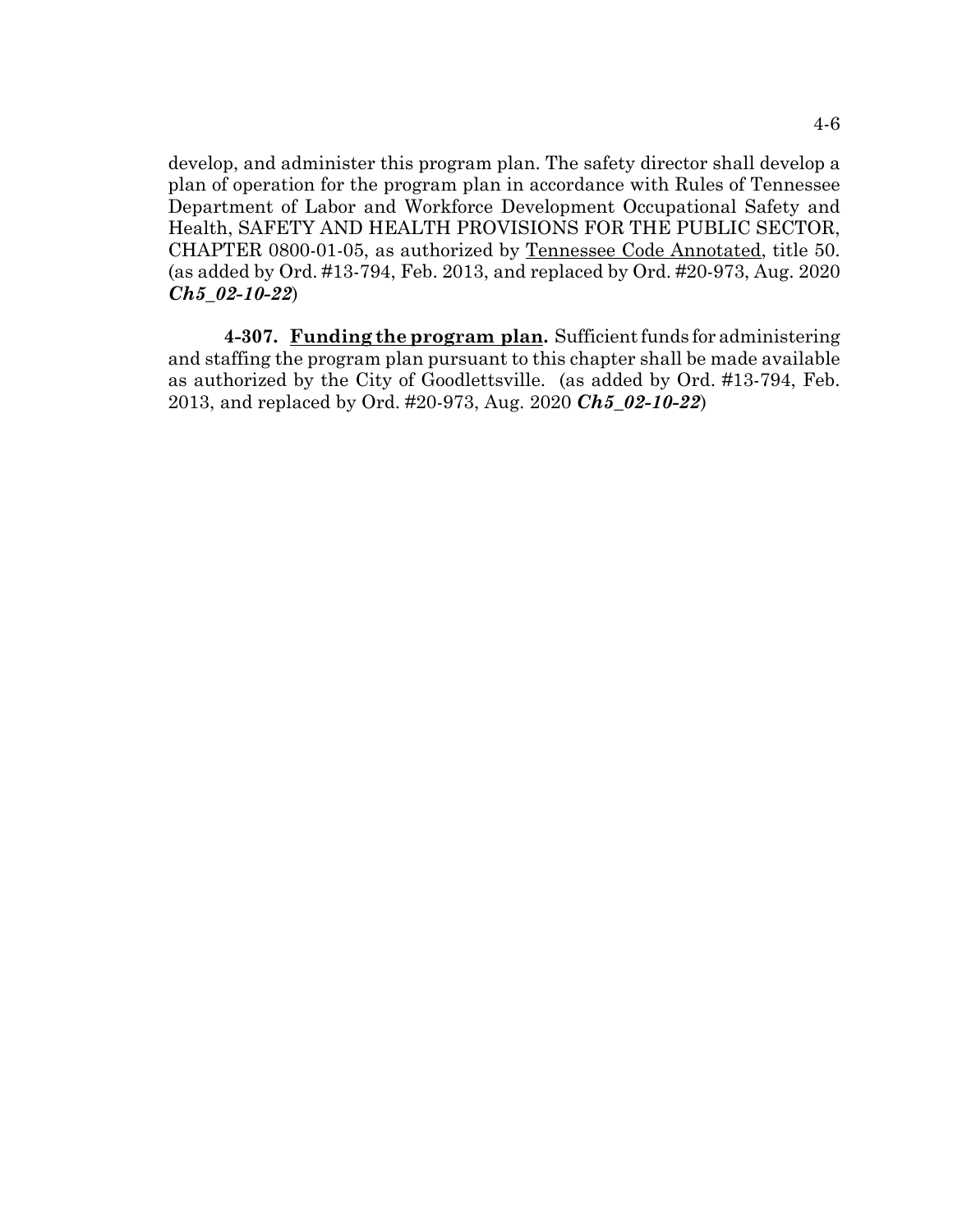develop, and administer this program plan. The safety director shall develop a plan of operation for the program plan in accordance with Rules of Tennessee Department of Labor and Workforce Development Occupational Safety and Health, SAFETY AND HEALTH PROVISIONS FOR THE PUBLIC SECTOR, CHAPTER 0800-01-05, as authorized by Tennessee Code Annotated, title 50. (as added by Ord. #13-794, Feb. 2013, and replaced by Ord. #20-973, Aug. 2020 ***Ch5_02-10-22***)

**4-307. Funding the program plan.** Sufficient funds for administering and staffing the program plan pursuant to this chapter shall be made available as authorized by the City of Goodlettsville. (as added by Ord. #13-794, Feb. 2013, and replaced by Ord. #20-973, Aug. 2020 ***Ch5_02-10-22***)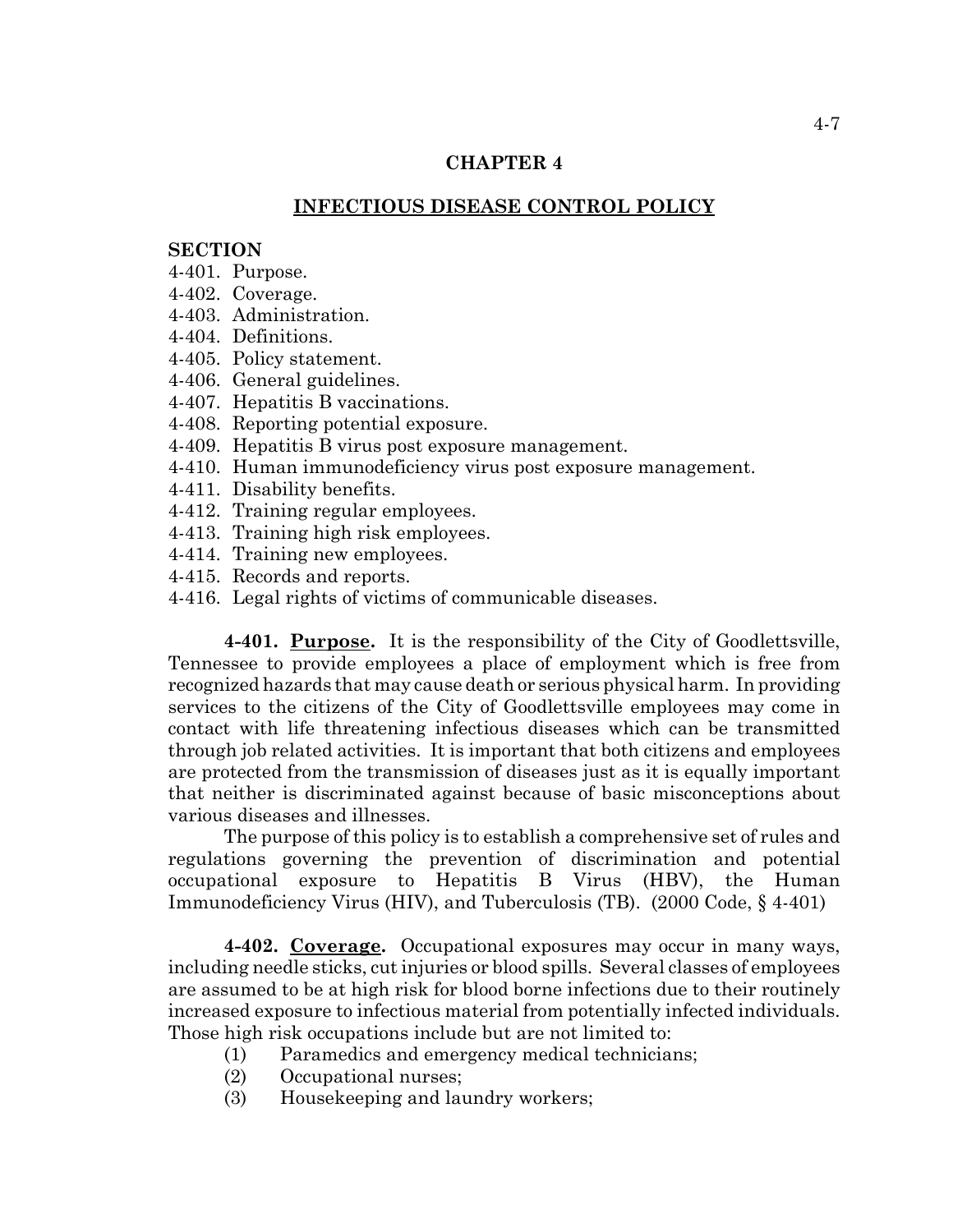## CHAPTER 4

## INFECTIOUS DISEASE CONTROL POLICY

**SECTION**

4-401. Purpose.
4-402. Coverage.
4-403. Administration.
4-404. Definitions.
4-405. Policy statement.
4-406. General guidelines.
4-407. Hepatitis B vaccinations.
4-408. Reporting potential exposure.
4-409. Hepatitis B virus post exposure management.
4-410. Human immunodeficiency virus post exposure management.
4-411. Disability benefits.
4-412. Training regular employees.
4-413. Training high risk employees.
4-414. Training new employees.
4-415. Records and reports.
4-416. Legal rights of victims of communicable diseases.

**4-401. Purpose.** It is the responsibility of the City of Goodlettsville, Tennessee to provide employees a place of employment which is free from recognized hazards that may cause death or serious physical harm. In providing services to the citizens of the City of Goodlettsville employees may come in contact with life threatening infectious diseases which can be transmitted through job related activities. It is important that both citizens and employees are protected from the transmission of diseases just as it is equally important that neither is discriminated against because of basic misconceptions about various diseases and illnesses.

The purpose of this policy is to establish a comprehensive set of rules and regulations governing the prevention of discrimination and potential occupational exposure to Hepatitis B Virus (HBV), the Human Immunodeficiency Virus (HIV), and Tuberculosis (TB). (2000 Code, § 4-401)

**4-402. Coverage.** Occupational exposures may occur in many ways, including needle sticks, cut injuries or blood spills. Several classes of employees are assumed to be at high risk for blood borne infections due to their routinely increased exposure to infectious material from potentially infected individuals. Those high risk occupations include but are not limited to:

(1) Paramedics and emergency medical technicians;
(2) Occupational nurses;
(3) Housekeeping and laundry workers;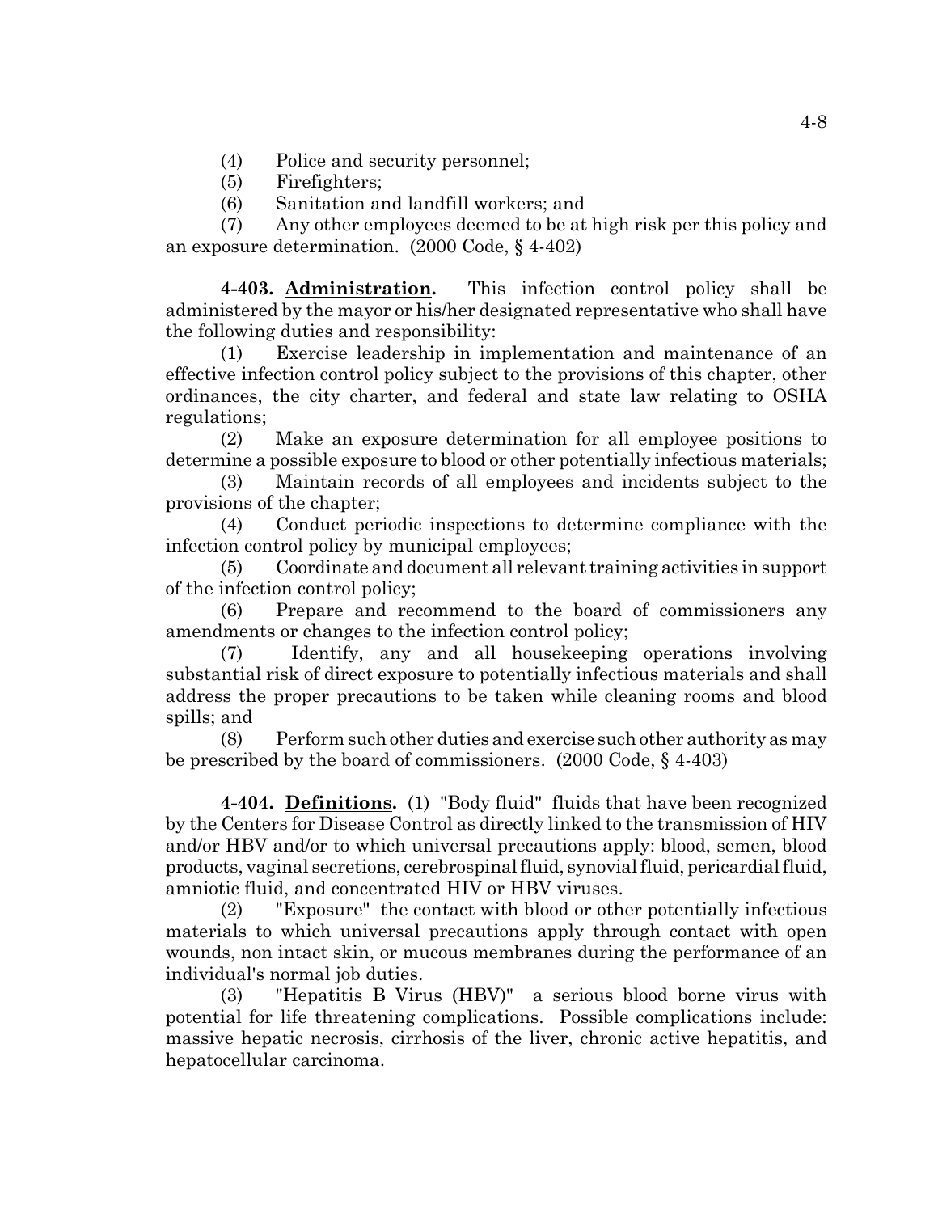(4) Police and security personnel;

(5) Firefighters;

(6) Sanitation and landfill workers; and

(7) Any other employees deemed to be at high risk per this policy and an exposure determination. (2000 Code, § 4-402)

**4-403. Administration.** This infection control policy shall be administered by the mayor or his/her designated representative who shall have the following duties and responsibility:

(1) Exercise leadership in implementation and maintenance of an effective infection control policy subject to the provisions of this chapter, other ordinances, the city charter, and federal and state law relating to OSHA regulations;

(2) Make an exposure determination for all employee positions to determine a possible exposure to blood or other potentially infectious materials;

(3) Maintain records of all employees and incidents subject to the provisions of the chapter;

(4) Conduct periodic inspections to determine compliance with the infection control policy by municipal employees;

(5) Coordinate and document all relevant training activities in support of the infection control policy;

(6) Prepare and recommend to the board of commissioners any amendments or changes to the infection control policy;

(7) Identify, any and all housekeeping operations involving substantial risk of direct exposure to potentially infectious materials and shall address the proper precautions to be taken while cleaning rooms and blood spills; and

(8) Perform such other duties and exercise such other authority as may be prescribed by the board of commissioners. (2000 Code, § 4-403)

**4-404. Definitions.** (1) "Body fluid" fluids that have been recognized by the Centers for Disease Control as directly linked to the transmission of HIV and/or HBV and/or to which universal precautions apply: blood, semen, blood products, vaginal secretions, cerebrospinal fluid, synovial fluid, pericardial fluid, amniotic fluid, and concentrated HIV or HBV viruses.

(2) "Exposure" the contact with blood or other potentially infectious materials to which universal precautions apply through contact with open wounds, non intact skin, or mucous membranes during the performance of an individual's normal job duties.

(3) "Hepatitis B Virus (HBV)" a serious blood borne virus with potential for life threatening complications. Possible complications include: massive hepatic necrosis, cirrhosis of the liver, chronic active hepatitis, and hepatocellular carcinoma.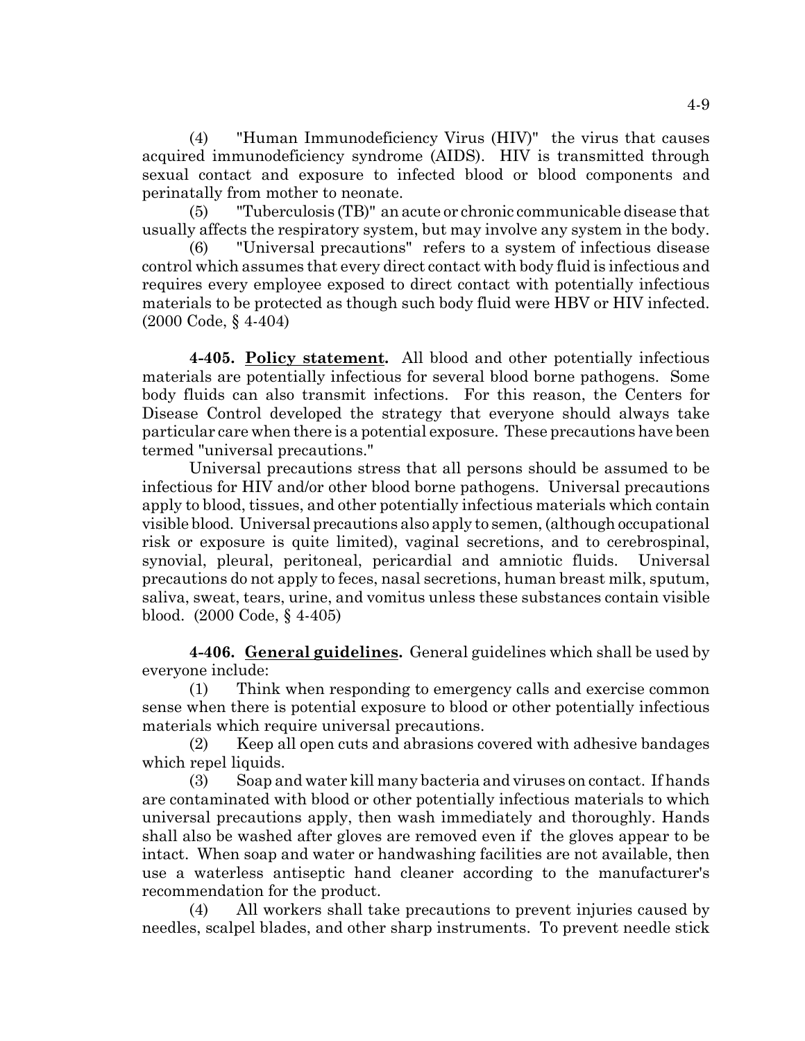(4) "Human Immunodeficiency Virus (HIV)" the virus that causes acquired immunodeficiency syndrome (AIDS). HIV is transmitted through sexual contact and exposure to infected blood or blood components and perinatally from mother to neonate.

(5) "Tuberculosis (TB)" an acute or chronic communicable disease that usually affects the respiratory system, but may involve any system in the body.

(6) "Universal precautions" refers to a system of infectious disease control which assumes that every direct contact with body fluid is infectious and requires every employee exposed to direct contact with potentially infectious materials to be protected as though such body fluid were HBV or HIV infected. (2000 Code, § 4-404)

**4-405. Policy statement.** All blood and other potentially infectious materials are potentially infectious for several blood borne pathogens. Some body fluids can also transmit infections. For this reason, the Centers for Disease Control developed the strategy that everyone should always take particular care when there is a potential exposure. These precautions have been termed "universal precautions."

Universal precautions stress that all persons should be assumed to be infectious for HIV and/or other blood borne pathogens. Universal precautions apply to blood, tissues, and other potentially infectious materials which contain visible blood. Universal precautions also apply to semen, (although occupational risk or exposure is quite limited), vaginal secretions, and to cerebrospinal, synovial, pleural, peritoneal, pericardial and amniotic fluids. Universal precautions do not apply to feces, nasal secretions, human breast milk, sputum, saliva, sweat, tears, urine, and vomitus unless these substances contain visible blood. (2000 Code, § 4-405)

**4-406. General guidelines.** General guidelines which shall be used by everyone include:

(1) Think when responding to emergency calls and exercise common sense when there is potential exposure to blood or other potentially infectious materials which require universal precautions.

(2) Keep all open cuts and abrasions covered with adhesive bandages which repel liquids.

(3) Soap and water kill many bacteria and viruses on contact. If hands are contaminated with blood or other potentially infectious materials to which universal precautions apply, then wash immediately and thoroughly. Hands shall also be washed after gloves are removed even if the gloves appear to be intact. When soap and water or handwashing facilities are not available, then use a waterless antiseptic hand cleaner according to the manufacturer's recommendation for the product.

(4) All workers shall take precautions to prevent injuries caused by needles, scalpel blades, and other sharp instruments. To prevent needle stick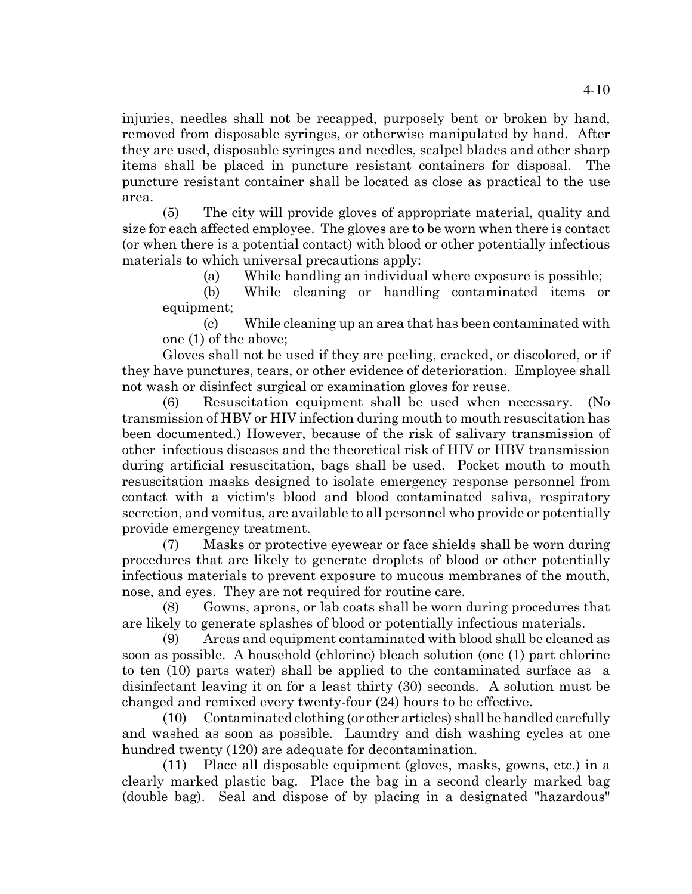injuries, needles shall not be recapped, purposely bent or broken by hand, removed from disposable syringes, or otherwise manipulated by hand. After they are used, disposable syringes and needles, scalpel blades and other sharp items shall be placed in puncture resistant containers for disposal. The puncture resistant container shall be located as close as practical to the use area.

(5) The city will provide gloves of appropriate material, quality and size for each affected employee. The gloves are to be worn when there is contact (or when there is a potential contact) with blood or other potentially infectious materials to which universal precautions apply:

(a) While handling an individual where exposure is possible;

(b) While cleaning or handling contaminated items or equipment;

(c) While cleaning up an area that has been contaminated with one (1) of the above;

Gloves shall not be used if they are peeling, cracked, or discolored, or if they have punctures, tears, or other evidence of deterioration. Employee shall not wash or disinfect surgical or examination gloves for reuse.

(6) Resuscitation equipment shall be used when necessary. (No transmission of HBV or HIV infection during mouth to mouth resuscitation has been documented.) However, because of the risk of salivary transmission of other infectious diseases and the theoretical risk of HIV or HBV transmission during artificial resuscitation, bags shall be used. Pocket mouth to mouth resuscitation masks designed to isolate emergency response personnel from contact with a victim's blood and blood contaminated saliva, respiratory secretion, and vomitus, are available to all personnel who provide or potentially provide emergency treatment.

(7) Masks or protective eyewear or face shields shall be worn during procedures that are likely to generate droplets of blood or other potentially infectious materials to prevent exposure to mucous membranes of the mouth, nose, and eyes. They are not required for routine care.

(8) Gowns, aprons, or lab coats shall be worn during procedures that are likely to generate splashes of blood or potentially infectious materials.

(9) Areas and equipment contaminated with blood shall be cleaned as soon as possible. A household (chlorine) bleach solution (one (1) part chlorine to ten (10) parts water) shall be applied to the contaminated surface as a disinfectant leaving it on for a least thirty (30) seconds. A solution must be changed and remixed every twenty-four (24) hours to be effective.

(10) Contaminated clothing (or other articles) shall be handled carefully and washed as soon as possible. Laundry and dish washing cycles at one hundred twenty (120) are adequate for decontamination.

(11) Place all disposable equipment (gloves, masks, gowns, etc.) in a clearly marked plastic bag. Place the bag in a second clearly marked bag (double bag). Seal and dispose of by placing in a designated "hazardous"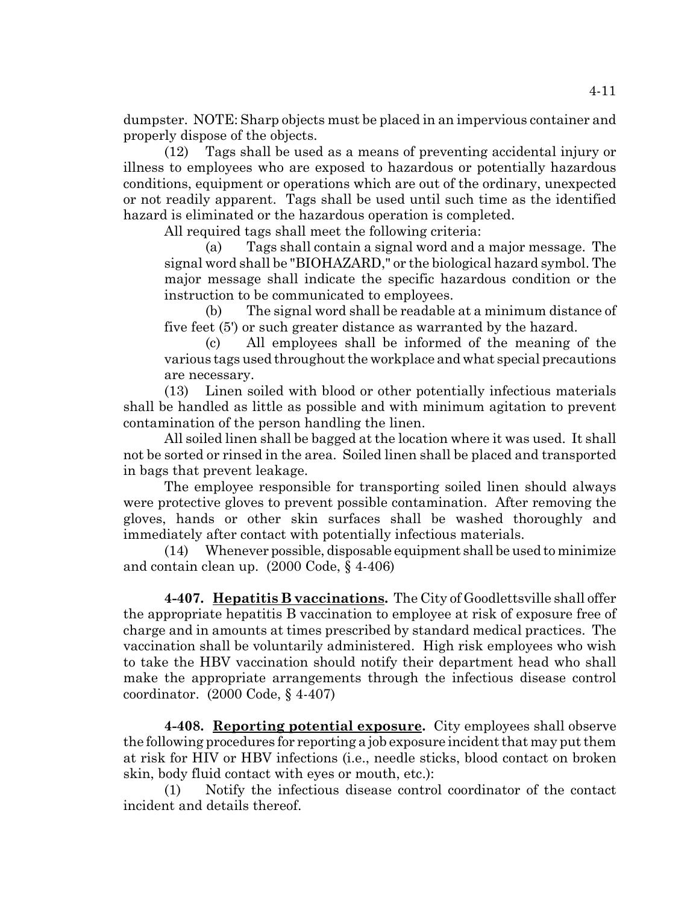dumpster. NOTE: Sharp objects must be placed in an impervious container and properly dispose of the objects.

(12) Tags shall be used as a means of preventing accidental injury or illness to employees who are exposed to hazardous or potentially hazardous conditions, equipment or operations which are out of the ordinary, unexpected or not readily apparent. Tags shall be used until such time as the identified hazard is eliminated or the hazardous operation is completed.

All required tags shall meet the following criteria:

(a) Tags shall contain a signal word and a major message. The signal word shall be "BIOHAZARD," or the biological hazard symbol. The major message shall indicate the specific hazardous condition or the instruction to be communicated to employees.

(b) The signal word shall be readable at a minimum distance of five feet (5') or such greater distance as warranted by the hazard.

(c) All employees shall be informed of the meaning of the various tags used throughout the workplace and what special precautions are necessary.

(13) Linen soiled with blood or other potentially infectious materials shall be handled as little as possible and with minimum agitation to prevent contamination of the person handling the linen.

All soiled linen shall be bagged at the location where it was used. It shall not be sorted or rinsed in the area. Soiled linen shall be placed and transported in bags that prevent leakage.

The employee responsible for transporting soiled linen should always were protective gloves to prevent possible contamination. After removing the gloves, hands or other skin surfaces shall be washed thoroughly and immediately after contact with potentially infectious materials.

(14) Whenever possible, disposable equipment shall be used to minimize and contain clean up. (2000 Code, § 4-406)

**4-407. Hepatitis B vaccinations.** The City of Goodlettsville shall offer the appropriate hepatitis B vaccination to employee at risk of exposure free of charge and in amounts at times prescribed by standard medical practices. The vaccination shall be voluntarily administered. High risk employees who wish to take the HBV vaccination should notify their department head who shall make the appropriate arrangements through the infectious disease control coordinator. (2000 Code, § 4-407)

**4-408. Reporting potential exposure.** City employees shall observe the following procedures for reporting a job exposure incident that may put them at risk for HIV or HBV infections (i.e., needle sticks, blood contact on broken skin, body fluid contact with eyes or mouth, etc.):

(1) Notify the infectious disease control coordinator of the contact incident and details thereof.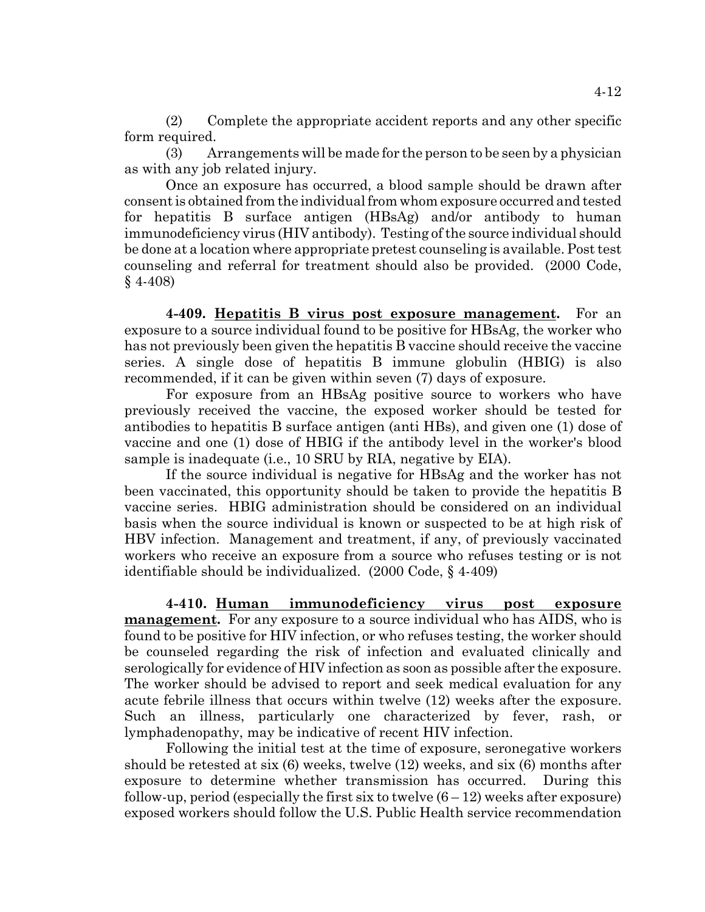(2) Complete the appropriate accident reports and any other specific form required.

(3) Arrangements will be made for the person to be seen by a physician as with any job related injury.

Once an exposure has occurred, a blood sample should be drawn after consent is obtained from the individual from whom exposure occurred and tested for hepatitis B surface antigen (HBsAg) and/or antibody to human immunodeficiency virus (HIV antibody). Testing of the source individual should be done at a location where appropriate pretest counseling is available. Post test counseling and referral for treatment should also be provided. (2000 Code, § 4-408)

**4-409. Hepatitis B virus post exposure management.** For an exposure to a source individual found to be positive for HBsAg, the worker who has not previously been given the hepatitis B vaccine should receive the vaccine series. A single dose of hepatitis B immune globulin (HBIG) is also recommended, if it can be given within seven (7) days of exposure.

For exposure from an HBsAg positive source to workers who have previously received the vaccine, the exposed worker should be tested for antibodies to hepatitis B surface antigen (anti HBs), and given one (1) dose of vaccine and one (1) dose of HBIG if the antibody level in the worker's blood sample is inadequate (i.e., 10 SRU by RIA, negative by EIA).

If the source individual is negative for HBsAg and the worker has not been vaccinated, this opportunity should be taken to provide the hepatitis B vaccine series. HBIG administration should be considered on an individual basis when the source individual is known or suspected to be at high risk of HBV infection. Management and treatment, if any, of previously vaccinated workers who receive an exposure from a source who refuses testing or is not identifiable should be individualized. (2000 Code, § 4-409)

**4-410. Human immunodeficiency virus post exposure management.** For any exposure to a source individual who has AIDS, who is found to be positive for HIV infection, or who refuses testing, the worker should be counseled regarding the risk of infection and evaluated clinically and serologically for evidence of HIV infection as soon as possible after the exposure. The worker should be advised to report and seek medical evaluation for any acute febrile illness that occurs within twelve (12) weeks after the exposure. Such an illness, particularly one characterized by fever, rash, or lymphadenopathy, may be indicative of recent HIV infection.

Following the initial test at the time of exposure, seronegative workers should be retested at six (6) weeks, twelve (12) weeks, and six (6) months after exposure to determine whether transmission has occurred. During this follow-up, period (especially the first six to twelve (6 – 12) weeks after exposure) exposed workers should follow the U.S. Public Health service recommendation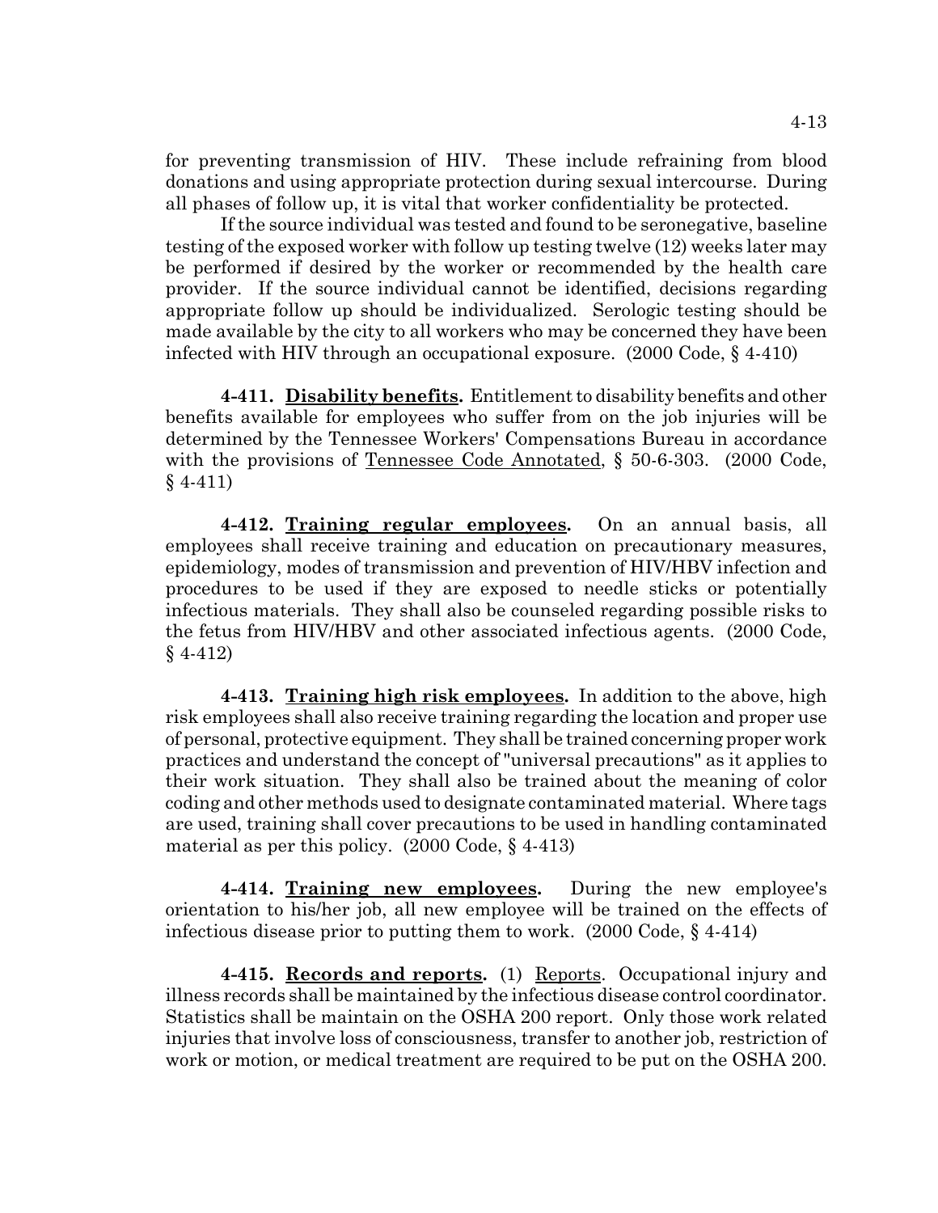for preventing transmission of HIV. These include refraining from blood donations and using appropriate protection during sexual intercourse. During all phases of follow up, it is vital that worker confidentiality be protected.

If the source individual was tested and found to be seronegative, baseline testing of the exposed worker with follow up testing twelve (12) weeks later may be performed if desired by the worker or recommended by the health care provider. If the source individual cannot be identified, decisions regarding appropriate follow up should be individualized. Serologic testing should be made available by the city to all workers who may be concerned they have been infected with HIV through an occupational exposure. (2000 Code, § 4-410)

**4-411. Disability benefits.** Entitlement to disability benefits and other benefits available for employees who suffer from on the job injuries will be determined by the Tennessee Workers' Compensations Bureau in accordance with the provisions of Tennessee Code Annotated, § 50-6-303. (2000 Code, § 4-411)

**4-412. Training regular employees.** On an annual basis, all employees shall receive training and education on precautionary measures, epidemiology, modes of transmission and prevention of HIV/HBV infection and procedures to be used if they are exposed to needle sticks or potentially infectious materials. They shall also be counseled regarding possible risks to the fetus from HIV/HBV and other associated infectious agents. (2000 Code, § 4-412)

**4-413. Training high risk employees.** In addition to the above, high risk employees shall also receive training regarding the location and proper use of personal, protective equipment. They shall be trained concerning proper work practices and understand the concept of "universal precautions" as it applies to their work situation. They shall also be trained about the meaning of color coding and other methods used to designate contaminated material. Where tags are used, training shall cover precautions to be used in handling contaminated material as per this policy. (2000 Code, § 4-413)

**4-414. Training new employees.** During the new employee's orientation to his/her job, all new employee will be trained on the effects of infectious disease prior to putting them to work. (2000 Code, § 4-414)

**4-415. Records and reports.** (1) Reports. Occupational injury and illness records shall be maintained by the infectious disease control coordinator. Statistics shall be maintain on the OSHA 200 report. Only those work related injuries that involve loss of consciousness, transfer to another job, restriction of work or motion, or medical treatment are required to be put on the OSHA 200.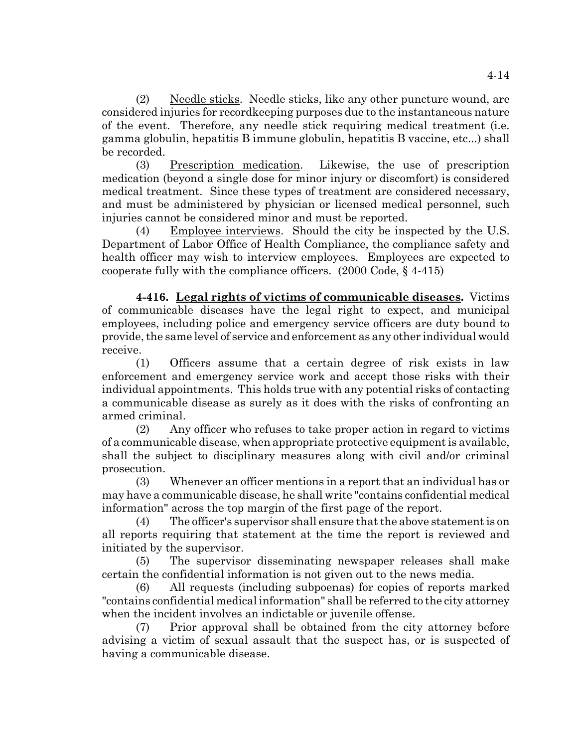(2) Needle sticks. Needle sticks, like any other puncture wound, are considered injuries for recordkeeping purposes due to the instantaneous nature of the event. Therefore, any needle stick requiring medical treatment (i.e. gamma globulin, hepatitis B immune globulin, hepatitis B vaccine, etc...) shall be recorded.

(3) Prescription medication. Likewise, the use of prescription medication (beyond a single dose for minor injury or discomfort) is considered medical treatment. Since these types of treatment are considered necessary, and must be administered by physician or licensed medical personnel, such injuries cannot be considered minor and must be reported.

(4) Employee interviews. Should the city be inspected by the U.S. Department of Labor Office of Health Compliance, the compliance safety and health officer may wish to interview employees. Employees are expected to cooperate fully with the compliance officers. (2000 Code, § 4-415)

**4-416. Legal rights of victims of communicable diseases.** Victims of communicable diseases have the legal right to expect, and municipal employees, including police and emergency service officers are duty bound to provide, the same level of service and enforcement as any other individual would receive.

(1) Officers assume that a certain degree of risk exists in law enforcement and emergency service work and accept those risks with their individual appointments. This holds true with any potential risks of contacting a communicable disease as surely as it does with the risks of confronting an armed criminal.

(2) Any officer who refuses to take proper action in regard to victims of a communicable disease, when appropriate protective equipment is available, shall the subject to disciplinary measures along with civil and/or criminal prosecution.

(3) Whenever an officer mentions in a report that an individual has or may have a communicable disease, he shall write "contains confidential medical information" across the top margin of the first page of the report.

(4) The officer's supervisor shall ensure that the above statement is on all reports requiring that statement at the time the report is reviewed and initiated by the supervisor.

(5) The supervisor disseminating newspaper releases shall make certain the confidential information is not given out to the news media.

(6) All requests (including subpoenas) for copies of reports marked "contains confidential medical information" shall be referred to the city attorney when the incident involves an indictable or juvenile offense.

(7) Prior approval shall be obtained from the city attorney before advising a victim of sexual assault that the suspect has, or is suspected of having a communicable disease.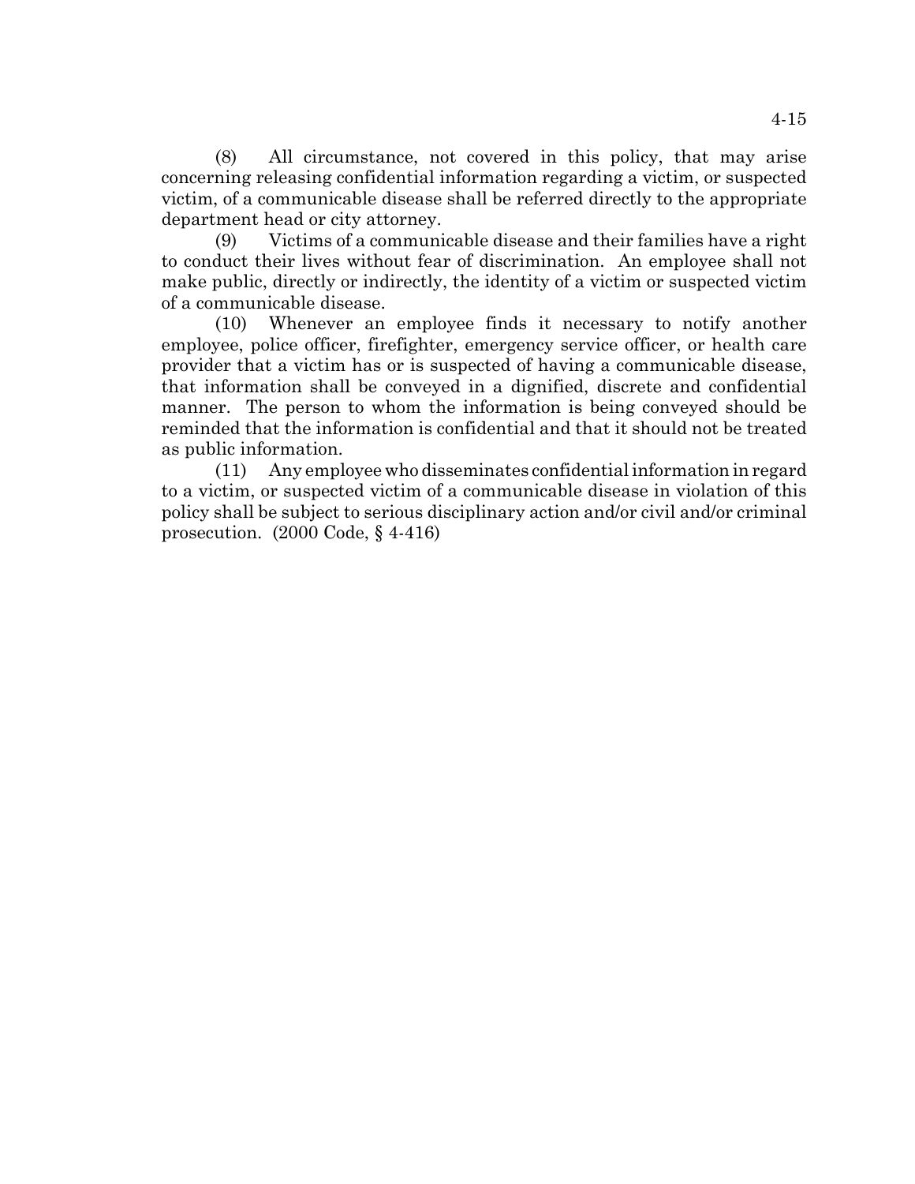(8) All circumstance, not covered in this policy, that may arise concerning releasing confidential information regarding a victim, or suspected victim, of a communicable disease shall be referred directly to the appropriate department head or city attorney.

(9) Victims of a communicable disease and their families have a right to conduct their lives without fear of discrimination. An employee shall not make public, directly or indirectly, the identity of a victim or suspected victim of a communicable disease.

(10) Whenever an employee finds it necessary to notify another employee, police officer, firefighter, emergency service officer, or health care provider that a victim has or is suspected of having a communicable disease, that information shall be conveyed in a dignified, discrete and confidential manner. The person to whom the information is being conveyed should be reminded that the information is confidential and that it should not be treated as public information.

(11) Any employee who disseminates confidential information in regard to a victim, or suspected victim of a communicable disease in violation of this policy shall be subject to serious disciplinary action and/or civil and/or criminal prosecution. (2000 Code, § 4-416)